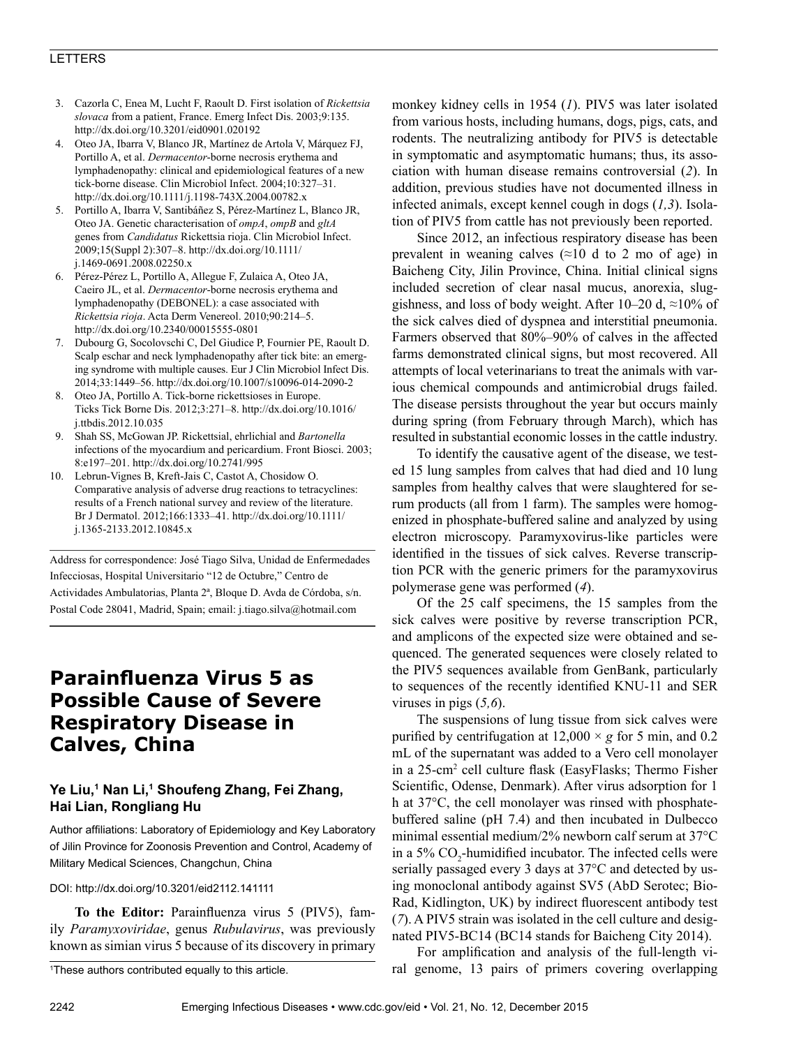3. Cazorla C, Enea M, Lucht F, Raoult D. First isolation of *Rickettsia slovaca* from a patient, France. Emerg Infect Dis. 2003;9:135. http://dx.doi.org/10.3201/eid0901.020192
4. Oteo JA, Ibarra V, Blanco JR, Martínez de Artola V, Márquez FJ, Portillo A, et al. *Dermacentor*-borne necrosis erythema and lymphadenopathy: clinical and epidemiological features of a new tick-borne disease. Clin Microbiol Infect. 2004;10:327–31. http://dx.doi.org/10.1111/j.1198-743X.2004.00782.x
5. Portillo A, Ibarra V, Santibáñez S, Pérez-Martínez L, Blanco JR, Oteo JA. Genetic characterisation of *ompA*, *ompB* and *gltA* genes from *Candidatus* Rickettsia rioja. Clin Microbiol Infect. 2009;15(Suppl 2):307–8. http://dx.doi.org/10.1111/j.1469-0691.2008.02250.x
6. Pérez-Pérez L, Portillo A, Allegue F, Zulaica A, Oteo JA, Caeiro JL, et al. *Dermacentor*-borne necrosis erythema and lymphadenopathy (DEBONEL): a case associated with *Rickettsia rioja*. Acta Derm Venereol. 2010;90:214–5. http://dx.doi.org/10.2340/00015555-0801
7. Dubourg G, Socolovschi C, Del Giudice P, Fournier PE, Raoult D. Scalp eschar and neck lymphadenopathy after tick bite: an emerging syndrome with multiple causes. Eur J Clin Microbiol Infect Dis. 2014;33:1449–56. http://dx.doi.org/10.1007/s10096-014-2090-2
8. Oteo JA, Portillo A. Tick-borne rickettsioses in Europe. Ticks Tick Borne Dis. 2012;3:271–8. http://dx.doi.org/10.1016/j.ttbdis.2012.10.035
9. Shah SS, McGowan JP. Rickettsial, ehrlichial and *Bartonella* infections of the myocardium and pericardium. Front Biosci. 2003;8:e197–201. http://dx.doi.org/10.2741/995
10. Lebrun-Vignes B, Kreft-Jais C, Castot A, Chosidow O. Comparative analysis of adverse drug reactions to tetracyclines: results of a French national survey and review of the literature. Br J Dermatol. 2012;166:1333–41. http://dx.doi.org/10.1111/j.1365-2133.2012.10845.x

Address for correspondence: José Tiago Silva, Unidad de Enfermedades Infecciosas, Hospital Universitario "12 de Octubre," Centro de Actividades Ambulatorias, Planta 2ª, Bloque D. Avda de Córdoba, s/n. Postal Code 28041, Madrid, Spain; email: j.tiago.silva@hotmail.com

# Parainfluenza Virus 5 as Possible Cause of Severe Respiratory Disease in Calves, China

**Ye Liu,[1] Nan Li,[1] Shoufeng Zhang, Fei Zhang, Hai Lian, Rongliang Hu**

Author affiliations: Laboratory of Epidemiology and Key Laboratory of Jilin Province for Zoonosis Prevention and Control, Academy of Military Medical Sciences, Changchun, China

DOI: http://dx.doi.org/10.3201/eid2112.141111

**To the Editor:** Parainfluenza virus 5 (PIV5), family *Paramyxoviridae*, genus *Rubulavirus*, was previously known as simian virus 5 because of its discovery in primary monkey kidney cells in 1954 (*1*). PIV5 was later isolated from various hosts, including humans, dogs, pigs, cats, and rodents. The neutralizing antibody for PIV5 is detectable in symptomatic and asymptomatic humans; thus, its association with human disease remains controversial (*2*). In addition, previous studies have not documented illness in infected animals, except kennel cough in dogs (*1,3*). Isolation of PIV5 from cattle has not previously been reported.

Since 2012, an infectious respiratory disease has been prevalent in weaning calves (≈10 d to 2 mo of age) in Baicheng City, Jilin Province, China. Initial clinical signs included secretion of clear nasal mucus, anorexia, sluggishness, and loss of body weight. After 10–20 d, ≈10% of the sick calves died of dyspnea and interstitial pneumonia. Farmers observed that 80%–90% of calves in the affected farms demonstrated clinical signs, but most recovered. All attempts of local veterinarians to treat the animals with various chemical compounds and antimicrobial drugs failed. The disease persists throughout the year but occurs mainly during spring (from February through March), which has resulted in substantial economic losses in the cattle industry.

To identify the causative agent of the disease, we tested 15 lung samples from calves that had died and 10 lung samples from healthy calves that were slaughtered for serum products (all from 1 farm). The samples were homogenized in phosphate-buffered saline and analyzed by using electron microscopy. Paramyxovirus-like particles were identified in the tissues of sick calves. Reverse transcription PCR with the generic primers for the paramyxovirus polymerase gene was performed (*4*).

Of the 25 calf specimens, the 15 samples from the sick calves were positive by reverse transcription PCR, and amplicons of the expected size were obtained and sequenced. The generated sequences were closely related to the PIV5 sequences available from GenBank, particularly to sequences of the recently identified KNU-11 and SER viruses in pigs (*5,6*).

The suspensions of lung tissue from sick calves were purified by centrifugation at 12,000 × *g* for 5 min, and 0.2 mL of the supernatant was added to a Vero cell monolayer in a 25-cm$^2$ cell culture flask (EasyFlasks; Thermo Fisher Scientific, Odense, Denmark). After virus adsorption for 1 h at 37°C, the cell monolayer was rinsed with phosphate-buffered saline (pH 7.4) and then incubated in Dulbecco minimal essential medium/2% newborn calf serum at 37°C in a 5% $CO_2$-humidified incubator. The infected cells were serially passaged every 3 days at 37°C and detected by using monoclonal antibody against SV5 (AbD Serotec; Bio-Rad, Kidlington, UK) by indirect fluorescent antibody test (*7*). A PIV5 strain was isolated in the cell culture and designated PIV5-BC14 (BC14 stands for Baicheng City 2014).

For amplification and analysis of the full-length viral genome, 13 pairs of primers covering overlapping

[1]These authors contributed equally to this article.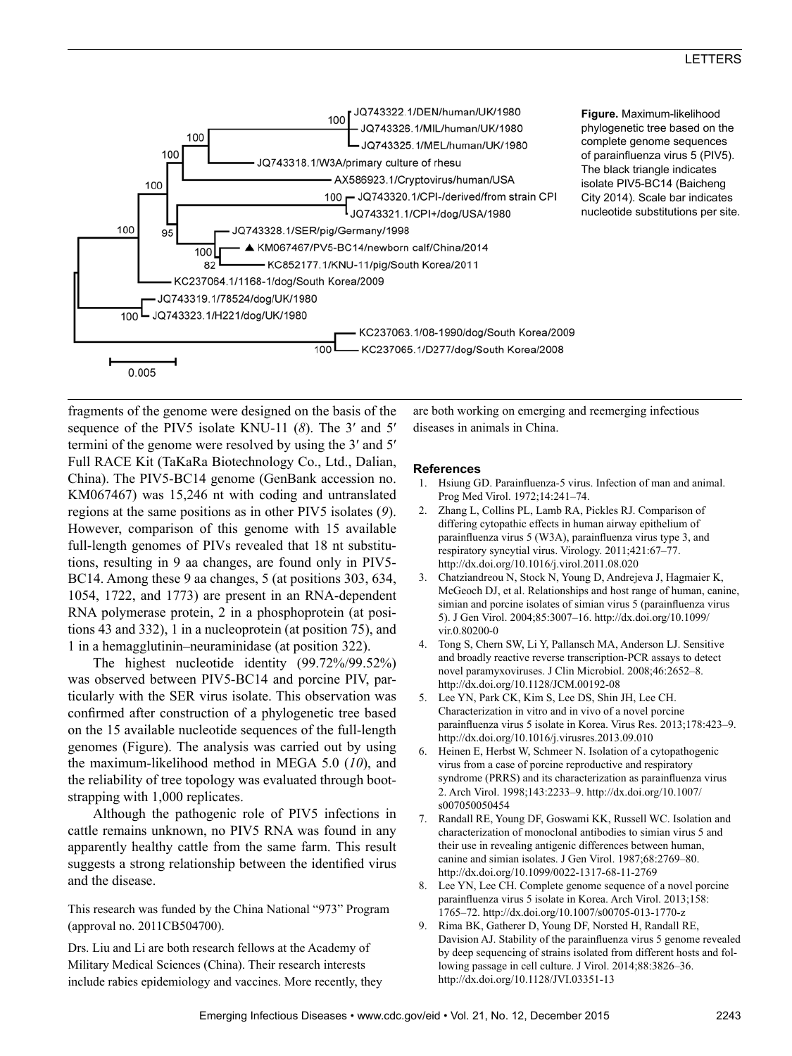**Figure.** Maximum-likelihood phylogenetic tree based on the complete genome sequences of parainfluenza virus 5 (PIV5). The black triangle indicates isolate PIV5-BC14 (Baicheng City 2014). Scale bar indicates nucleotide substitutions per site.

fragments of the genome were designed on the basis of the sequence of the PIV5 isolate KNU-11 (*8*). The 3′ and 5′ termini of the genome were resolved by using the 3′ and 5′ Full RACE Kit (TaKaRa Biotechnology Co., Ltd., Dalian, China). The PIV5-BC14 genome (GenBank accession no. KM067467) was 15,246 nt with coding and untranslated regions at the same positions as in other PIV5 isolates (*9*). However, comparison of this genome with 15 available full-length genomes of PIVs revealed that 18 nt substitutions, resulting in 9 aa changes, are found only in PIV5-BC14. Among these 9 aa changes, 5 (at positions 303, 634, 1054, 1722, and 1773) are present in an RNA-dependent RNA polymerase protein, 2 in a phosphoprotein (at positions 43 and 332), 1 in a nucleoprotein (at position 75), and 1 in a hemagglutinin–neuraminidase (at position 322).

The highest nucleotide identity (99.72%/99.52%) was observed between PIV5-BC14 and porcine PIV, particularly with the SER virus isolate. This observation was confirmed after construction of a phylogenetic tree based on the 15 available nucleotide sequences of the full-length genomes (Figure). The analysis was carried out by using the maximum-likelihood method in MEGA 5.0 (*10*), and the reliability of tree topology was evaluated through bootstrapping with 1,000 replicates.

Although the pathogenic role of PIV5 infections in cattle remains unknown, no PIV5 RNA was found in any apparently healthy cattle from the same farm. This result suggests a strong relationship between the identified virus and the disease.

This research was funded by the China National "973" Program (approval no. 2011CB504700).

Drs. Liu and Li are both research fellows at the Academy of Military Medical Sciences (China). Their research interests include rabies epidemiology and vaccines. More recently, they are both working on emerging and reemerging infectious diseases in animals in China.

## References

1. Hsiung GD. Parainfluenza-5 virus. Infection of man and animal. Prog Med Virol. 1972;14:241–74.
2. Zhang L, Collins PL, Lamb RA, Pickles RJ. Comparison of differing cytopathic effects in human airway epithelium of parainfluenza virus 5 (W3A), parainfluenza virus type 3, and respiratory syncytial virus. Virology. 2011;421:67–77. http://dx.doi.org/10.1016/j.virol.2011.08.020
3. Chatziandreou N, Stock N, Young D, Andrejeva J, Hagmaier K, McGeoch DJ, et al. Relationships and host range of human, canine, simian and porcine isolates of simian virus 5 (parainfluenza virus 5). J Gen Virol. 2004;85:3007–16. http://dx.doi.org/10.1099/vir.0.80200-0
4. Tong S, Chern SW, Li Y, Pallansch MA, Anderson LJ. Sensitive and broadly reactive reverse transcription-PCR assays to detect novel paramyxoviruses. J Clin Microbiol. 2008;46:2652–8. http://dx.doi.org/10.1128/JCM.00192-08
5. Lee YN, Park CK, Kim S, Lee DS, Shin JH, Lee CH. Characterization in vitro and in vivo of a novel porcine parainfluenza virus 5 isolate in Korea. Virus Res. 2013;178:423–9. http://dx.doi.org/10.1016/j.virusres.2013.09.010
6. Heinen E, Herbst W, Schmeer N. Isolation of a cytopathogenic virus from a case of porcine reproductive and respiratory syndrome (PRRS) and its characterization as parainfluenza virus 2. Arch Virol. 1998;143:2233–9. http://dx.doi.org/10.1007/s007050050454
7. Randall RE, Young DF, Goswami KK, Russell WC. Isolation and characterization of monoclonal antibodies to simian virus 5 and their use in revealing antigenic differences between human, canine and simian isolates. J Gen Virol. 1987;68:2769–80. http://dx.doi.org/10.1099/0022-1317-68-11-2769
8. Lee YN, Lee CH. Complete genome sequence of a novel porcine parainfluenza virus 5 isolate in Korea. Arch Virol. 2013;158:1765–72. http://dx.doi.org/10.1007/s00705-013-1770-z
9. Rima BK, Gatherer D, Young DF, Norsted H, Randall RE, Davision AJ. Stability of the parainfluenza virus 5 genome revealed by deep sequencing of strains isolated from different hosts and following passage in cell culture. J Virol. 2014;88:3826–36. http://dx.doi.org/10.1128/JVI.03351-13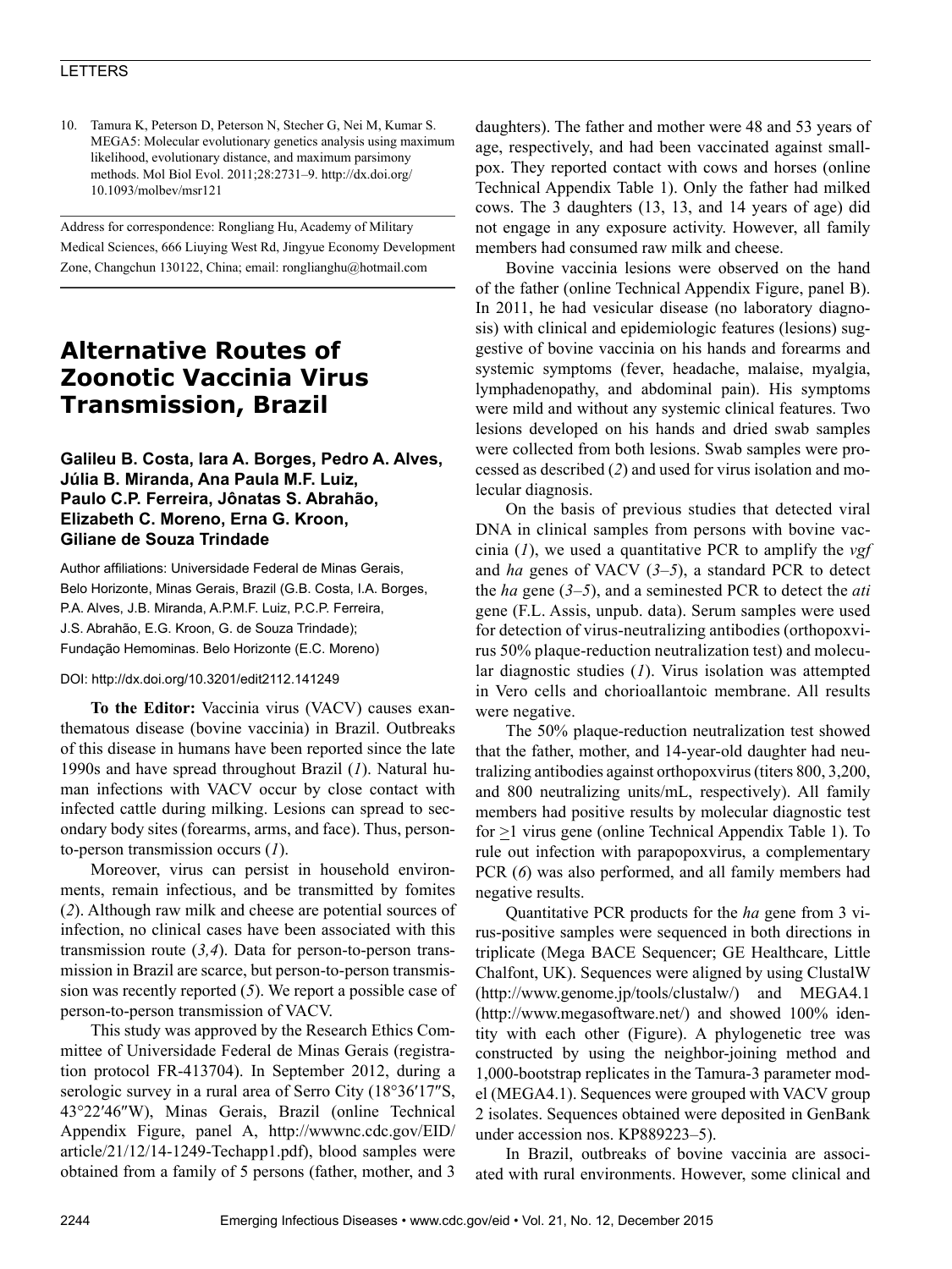10. Tamura K, Peterson D, Peterson N, Stecher G, Nei M, Kumar S. MEGA5: Molecular evolutionary genetics analysis using maximum likelihood, evolutionary distance, and maximum parsimony methods. Mol Biol Evol. 2011;28:2731–9. http://dx.doi.org/10.1093/molbev/msr121

Address for correspondence: Rongliang Hu, Academy of Military Medical Sciences, 666 Liuying West Rd, Jingyue Economy Development Zone, Changchun 130122, China; email: ronglianghu@hotmail.com

# Alternative Routes of Zoonotic Vaccinia Virus Transmission, Brazil

**Galileu B. Costa, Iara A. Borges, Pedro A. Alves, Júlia B. Miranda, Ana Paula M.F. Luiz, Paulo C.P. Ferreira, Jônatas S. Abrahão, Elizabeth C. Moreno, Erna G. Kroon, Giliane de Souza Trindade**

Author affiliations: Universidade Federal de Minas Gerais, Belo Horizonte, Minas Gerais, Brazil (G.B. Costa, I.A. Borges, P.A. Alves, J.B. Miranda, A.P.M.F. Luiz, P.C.P. Ferreira, J.S. Abrahão, E.G. Kroon, G. de Souza Trindade); Fundação Hemominas. Belo Horizonte (E.C. Moreno)

DOI: http://dx.doi.org/10.3201/edit2112.141249

**To the Editor:** Vaccinia virus (VACV) causes exanthematous disease (bovine vaccinia) in Brazil. Outbreaks of this disease in humans have been reported since the late 1990s and have spread throughout Brazil (*1*). Natural human infections with VACV occur by close contact with infected cattle during milking. Lesions can spread to secondary body sites (forearms, arms, and face). Thus, person-to-person transmission occurs (*1*).

Moreover, virus can persist in household environments, remain infectious, and be transmitted by fomites (*2*). Although raw milk and cheese are potential sources of infection, no clinical cases have been associated with this transmission route (*3,4*). Data for person-to-person transmission in Brazil are scarce, but person-to-person transmission was recently reported (*5*). We report a possible case of person-to-person transmission of VACV.

This study was approved by the Research Ethics Committee of Universidade Federal de Minas Gerais (registration protocol FR-413704). In September 2012, during a serologic survey in a rural area of Serro City (18°36′17″S, 43°22′46″W), Minas Gerais, Brazil (online Technical Appendix Figure, panel A, http://wwwnc.cdc.gov/EID/article/21/12/14-1249-Techapp1.pdf), blood samples were obtained from a family of 5 persons (father, mother, and 3 daughters). The father and mother were 48 and 53 years of age, respectively, and had been vaccinated against smallpox. They reported contact with cows and horses (online Technical Appendix Table 1). Only the father had milked cows. The 3 daughters (13, 13, and 14 years of age) did not engage in any exposure activity. However, all family members had consumed raw milk and cheese.

Bovine vaccinia lesions were observed on the hand of the father (online Technical Appendix Figure, panel B). In 2011, he had vesicular disease (no laboratory diagnosis) with clinical and epidemiologic features (lesions) suggestive of bovine vaccinia on his hands and forearms and systemic symptoms (fever, headache, malaise, myalgia, lymphadenopathy, and abdominal pain). His symptoms were mild and without any systemic clinical features. Two lesions developed on his hands and dried swab samples were collected from both lesions. Swab samples were processed as described (*2*) and used for virus isolation and molecular diagnosis.

On the basis of previous studies that detected viral DNA in clinical samples from persons with bovine vaccinia (*1*), we used a quantitative PCR to amplify the *vgf* and *ha* genes of VACV (*3–5*), a standard PCR to detect the *ha* gene (*3–5*), and a seminested PCR to detect the *ati* gene (F.L. Assis, unpub. data). Serum samples were used for detection of virus-neutralizing antibodies (orthopoxvirus 50% plaque-reduction neutralization test) and molecular diagnostic studies (*1*). Virus isolation was attempted in Vero cells and chorioallantoic membrane. All results were negative.

The 50% plaque-reduction neutralization test showed that the father, mother, and 14-year-old daughter had neutralizing antibodies against orthopoxvirus (titers 800, 3,200, and 800 neutralizing units/mL, respectively). All family members had positive results by molecular diagnostic test for $\geq$1 virus gene (online Technical Appendix Table 1). To rule out infection with parapopoxvirus, a complementary PCR (*6*) was also performed, and all family members had negative results.

Quantitative PCR products for the *ha* gene from 3 virus-positive samples were sequenced in both directions in triplicate (Mega BACE Sequencer; GE Healthcare, Little Chalfont, UK). Sequences were aligned by using ClustalW (http://www.genome.jp/tools/clustalw/) and MEGA4.1 (http://www.megasoftware.net/) and showed 100% identity with each other (Figure). A phylogenetic tree was constructed by using the neighbor-joining method and 1,000-bootstrap replicates in the Tamura-3 parameter model (MEGA4.1). Sequences were grouped with VACV group 2 isolates. Sequences obtained were deposited in GenBank under accession nos. KP889223–5).

In Brazil, outbreaks of bovine vaccinia are associated with rural environments. However, some clinical and